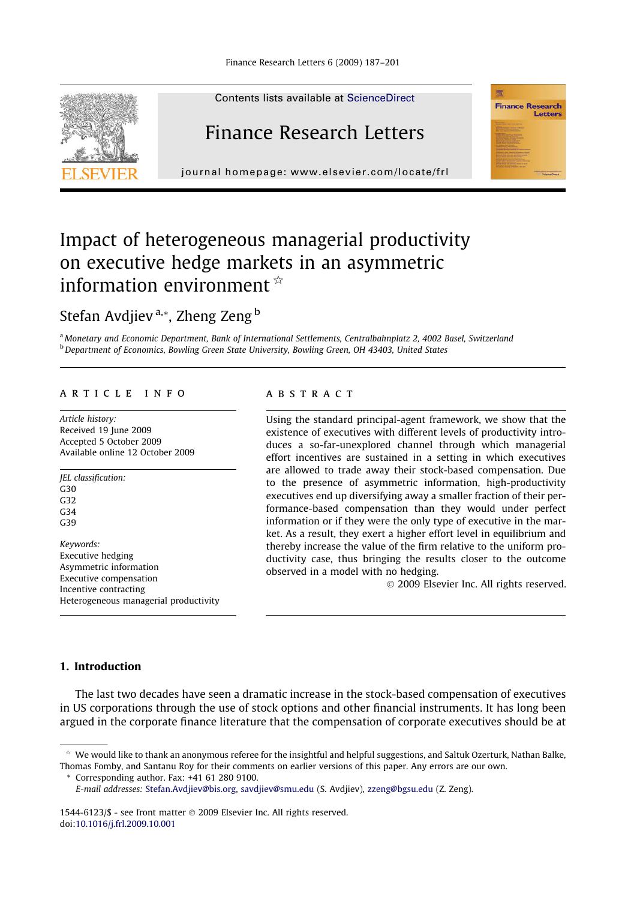# Impact of heterogeneous managerial productivity on executive hedge markets in an asymmetric information environment ☆

Stefan Avdjiev [a,*], Zheng Zeng [b]

[a] Monetary and Economic Department, Bank of International Settlements, Centralbahnplatz 2, 4002 Basel, Switzerland
[b] Department of Economics, Bowling Green State University, Bowling Green, OH 43403, United States

**ARTICLE INFO**

*Article history:*
Received 19 June 2009
Accepted 5 October 2009
Available online 12 October 2009

*JEL classification:*
G30
G32
G34
G39

*Keywords:*
Executive hedging
Asymmetric information
Executive compensation
Incentive contracting
Heterogeneous managerial productivity

**ABSTRACT**

Using the standard principal-agent framework, we show that the existence of executives with different levels of productivity introduces a so-far-unexplored channel through which managerial effort incentives are sustained in a setting in which executives are allowed to trade away their stock-based compensation. Due to the presence of asymmetric information, high-productivity executives end up diversifying away a smaller fraction of their performance-based compensation than they would under perfect information or if they were the only type of executive in the market. As a result, they exert a higher effort level in equilibrium and thereby increase the value of the firm relative to the uniform productivity case, thus bringing the results closer to the outcome observed in a model with no hedging.

© 2009 Elsevier Inc. All rights reserved.

## 1. Introduction

The last two decades have seen a dramatic increase in the stock-based compensation of executives in US corporations through the use of stock options and other financial instruments. It has long been argued in the corporate finance literature that the compensation of corporate executives should be at

☆ We would like to thank an anonymous referee for the insightful and helpful suggestions, and Saltuk Ozerturk, Nathan Balke, Thomas Fomby, and Santanu Roy for their comments on earlier versions of this paper. Any errors are our own.

\* Corresponding author. Fax: +41 61 280 9100.
*E-mail addresses:* Stefan.Avdjiev@bis.org, savdjiev@smu.edu (S. Avdjiev), zzeng@bgsu.edu (Z. Zeng).

1544-6123/$ - see front matter © 2009 Elsevier Inc. All rights reserved.
doi:10.1016/j.frl.2009.10.001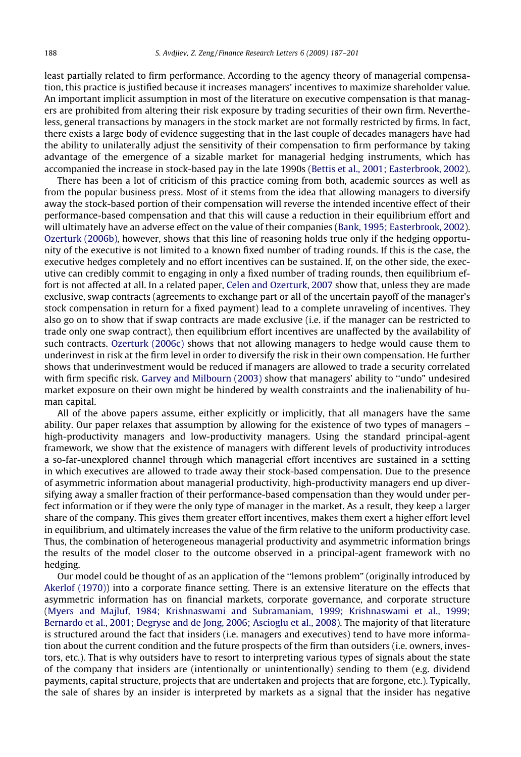least partially related to firm performance. According to the agency theory of managerial compensation, this practice is justified because it increases managers' incentives to maximize shareholder value. An important implicit assumption in most of the literature on executive compensation is that managers are prohibited from altering their risk exposure by trading securities of their own firm. Nevertheless, general transactions by managers in the stock market are not formally restricted by firms. In fact, there exists a large body of evidence suggesting that in the last couple of decades managers have had the ability to unilaterally adjust the sensitivity of their compensation to firm performance by taking advantage of the emergence of a sizable market for managerial hedging instruments, which has accompanied the increase in stock-based pay in the late 1990s (Bettis et al., 2001; Easterbrook, 2002).

There has been a lot of criticism of this practice coming from both, academic sources as well as from the popular business press. Most of it stems from the idea that allowing managers to diversify away the stock-based portion of their compensation will reverse the intended incentive effect of their performance-based compensation and that this will cause a reduction in their equilibrium effort and will ultimately have an adverse effect on the value of their companies (Bank, 1995; Easterbrook, 2002). Ozerturk (2006b), however, shows that this line of reasoning holds true only if the hedging opportunity of the executive is not limited to a known fixed number of trading rounds. If this is the case, the executive hedges completely and no effort incentives can be sustained. If, on the other side, the executive can credibly commit to engaging in only a fixed number of trading rounds, then equilibrium effort is not affected at all. In a related paper, Celen and Ozerturk, 2007 show that, unless they are made exclusive, swap contracts (agreements to exchange part or all of the uncertain payoff of the manager's stock compensation in return for a fixed payment) lead to a complete unraveling of incentives. They also go on to show that if swap contracts are made exclusive (i.e. if the manager can be restricted to trade only one swap contract), then equilibrium effort incentives are unaffected by the availability of such contracts. Ozerturk (2006c) shows that not allowing managers to hedge would cause them to underinvest in risk at the firm level in order to diversify the risk in their own compensation. He further shows that underinvestment would be reduced if managers are allowed to trade a security correlated with firm specific risk. Garvey and Milbourn (2003) show that managers' ability to "undo" undesired market exposure on their own might be hindered by wealth constraints and the inalienability of human capital.

All of the above papers assume, either explicitly or implicitly, that all managers have the same ability. Our paper relaxes that assumption by allowing for the existence of two types of managers – high-productivity managers and low-productivity managers. Using the standard principal-agent framework, we show that the existence of managers with different levels of productivity introduces a so-far-unexplored channel through which managerial effort incentives are sustained in a setting in which executives are allowed to trade away their stock-based compensation. Due to the presence of asymmetric information about managerial productivity, high-productivity managers end up diversifying away a smaller fraction of their performance-based compensation than they would under perfect information or if they were the only type of manager in the market. As a result, they keep a larger share of the company. This gives them greater effort incentives, makes them exert a higher effort level in equilibrium, and ultimately increases the value of the firm relative to the uniform productivity case. Thus, the combination of heterogeneous managerial productivity and asymmetric information brings the results of the model closer to the outcome observed in a principal-agent framework with no hedging.

Our model could be thought of as an application of the "lemons problem" (originally introduced by Akerlof (1970)) into a corporate finance setting. There is an extensive literature on the effects that asymmetric information has on financial markets, corporate governance, and corporate structure (Myers and Majluf, 1984; Krishnaswami and Subramaniam, 1999; Krishnaswami et al., 1999; Bernardo et al., 2001; Degryse and de Jong, 2006; Ascioglu et al., 2008). The majority of that literature is structured around the fact that insiders (i.e. managers and executives) tend to have more information about the current condition and the future prospects of the firm than outsiders (i.e. owners, investors, etc.). That is why outsiders have to resort to interpreting various types of signals about the state of the company that insiders are (intentionally or unintentionally) sending to them (e.g. dividend payments, capital structure, projects that are undertaken and projects that are forgone, etc.). Typically, the sale of shares by an insider is interpreted by markets as a signal that the insider has negative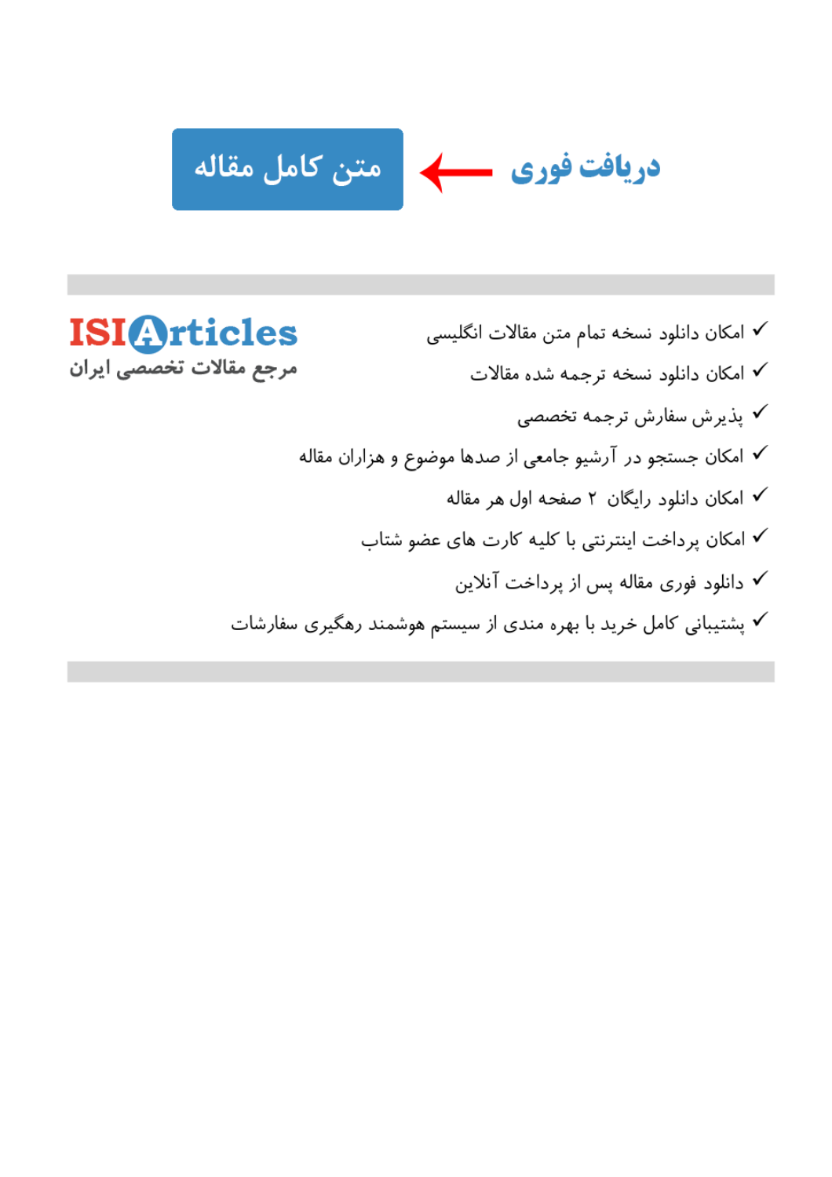دریافت فوری ← متن کامل مقاله

**ISIArticles**
مرجع مقالات تخصصی ایران

- ✓ امکان دانلود نسخه تمام متن مقالات انگلیسی
- ✓ امکان دانلود نسخه ترجمه شده مقالات
- ✓ پذیرش سفارش ترجمه تخصصی
- ✓ امکان جستجو در آرشیو جامعی از صدها موضوع و هزاران مقاله
- ✓ امکان دانلود رایگان ۲ صفحه اول هر مقاله
- ✓ امکان پرداخت اینترنتی با کلیه کارت های عضو شتاب
- ✓ دانلود فوری مقاله پس از پرداخت آنلاین
- ✓ پشتیبانی کامل خرید با بهره مندی از سیستم هوشمند رهگیری سفارشات